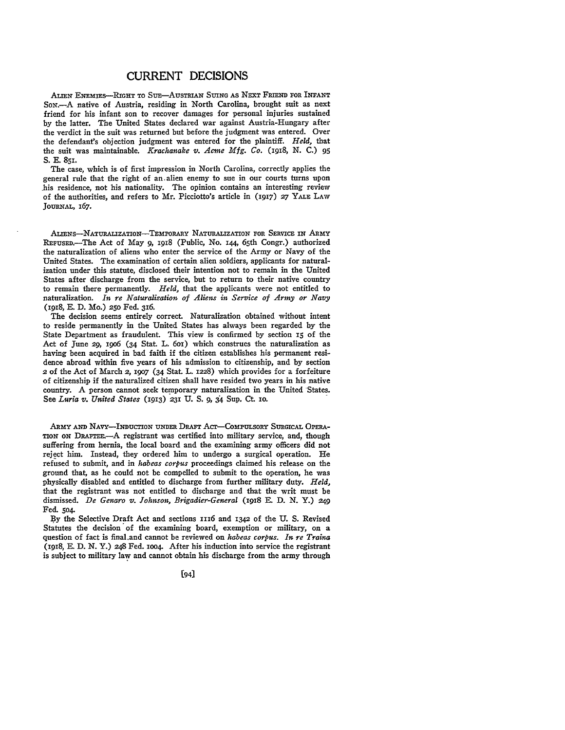# CURRENT DECISIONS

ALIEN ENEMIES—RIGHT TO SUE—AUSTRIAN SUING AS NEXT FRIEND FOR INFANT SON.—A native of Austria, residing in North Carolina, brought suit as next friend for his infant son to recover damages for personal injuries sustained by the latter. The United States declared war against Austria-Hungary after the verdict in the suit was returned but before the judgment was entered. Over the defendant's objection judgment was entered for the plaintiff. *Held,* that the suit was maintainable. *Krachanake v. Acme Mfg. Co.* (1918, N. C.) 95 S. E. 851.

The case, which is of first impression in North Carolina, correctly applies the general rule that the right of an alien enemy to sue in our courts turns upon his residence, not his nationality. The opinion contains an interesting review of the authorities, and refers to Mr. Picciotto's article in (1917) 27 YALE LAW JOURNAL, 167.

ALIENS—NATURALIZATION—TEMPORARY NATURALIZATION FOR SERVICE IN ARMY REFUSED.—The Act of May 9, 1918 (Public, No. 144, 65th Congr.) authorized the naturalization of aliens who enter the service of the Army or Navy of the United States. The examination of certain alien soldiers, applicants for naturalization under this statute, disclosed their intention not to remain in the United States after discharge from the service, but to return to their native country to remain there permanently. *Held,* that the applicants were not entitled to naturalization. *In re Naturalization of Aliens in Service of Army or Navy* (1918, E. D. Mo.) 250 Fed. 316.

The decision seems entirely correct. Naturalization obtained without intent to reside permanently in the United States has always been regarded by the State Department as fraudulent. This view is confirmed by section 15 of the Act of June 29, 1906 (34 Stat. L. 601) which construes the naturalization as having been acquired in bad faith if the citizen establishes his permanent residence abroad within five years of his admission to citizenship, and by section 2 of the Act of March 2, 1907 (34 Stat. L. 1228) which provides for a forfeiture of citizenship if the naturalized citizen shall have resided two years in his native country. A person cannot seek temporary naturalization in the United States. See *Luria v. United States* (1913) 231 U. S. 9, 34 Sup. Ct. 10.

ARMY AND NAVY—INDUCTION UNDER DRAFT ACT—COMPULSORY SURGICAL OPERATION ON DRAFTEE.—A registrant was certified into military service, and, though suffering from hernia, the local board and the examining army officers did not reject him. Instead, they ordered him to undergo a surgical operation. He refused to submit, and in *habeas corpus* proceedings claimed his release on the ground that, as he could not be compelled to submit to the operation, he was physically disabled and entitled to discharge from further military duty. *Held,* that the registrant was not entitled to discharge and that the writ must be dismissed. *De Genaro v. Johnson, Brigadier-General* (1918 E. D. N. Y.) 249 Fed. 504.

By the Selective Draft Act and sections 1116 and 1342 of the U. S. Revised Statutes the decision of the examining board, exemption or military, on a question of fact is final and cannot be reviewed on *habeas corpus. In re Traina* (1918, E. D. N. Y.) 248 Fed. 1004. After his induction into service the registrant is subject to military law and cannot obtain his discharge from the army through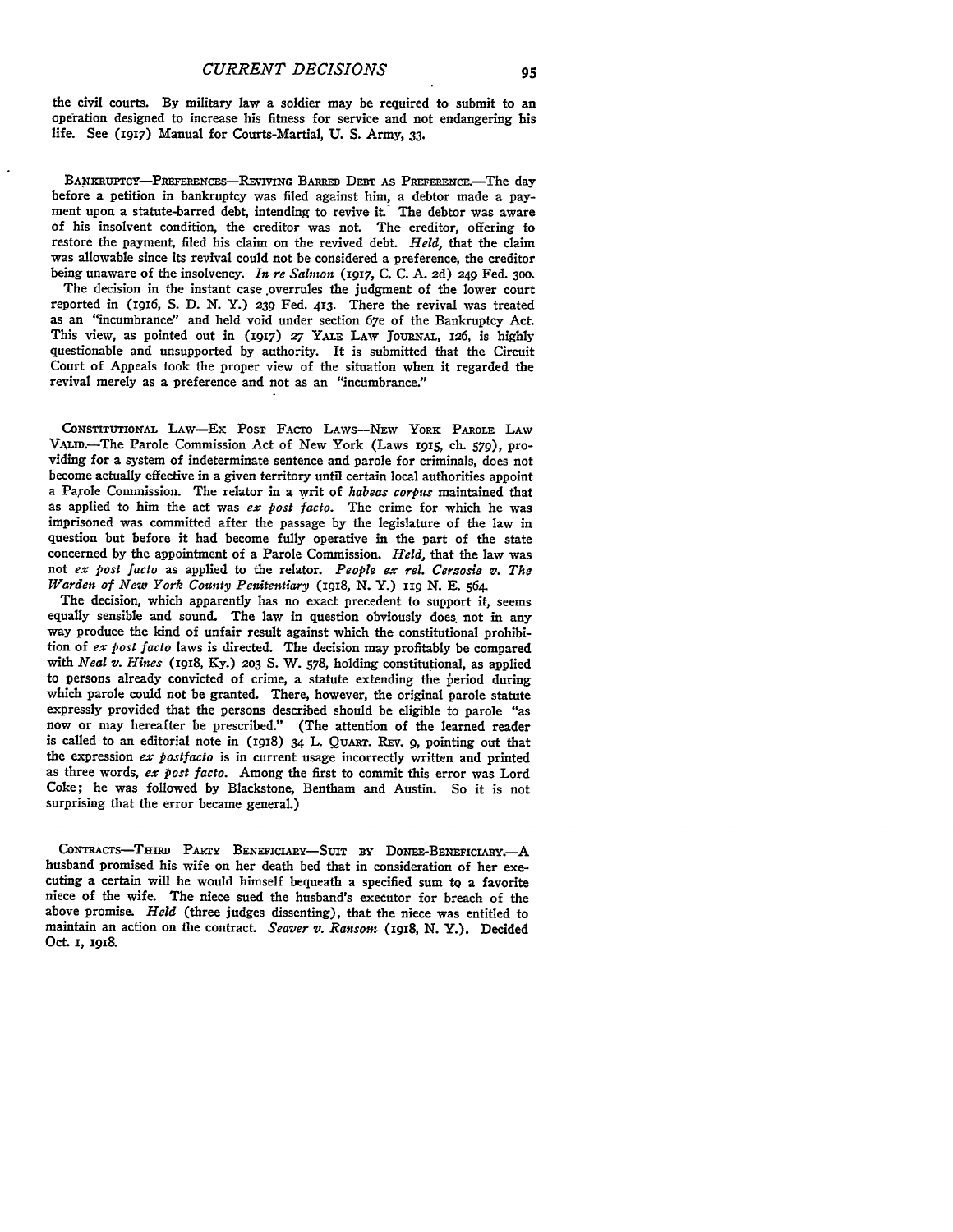the civil courts. By military law a soldier may be required to submit to an operation designed to increase his fitness for service and not endangering his life. See (1917) Manual for Courts-Martial, U. S. Army, 33.

BANKRUPTCY—PREFERENCES—REVIVING BARRED DEBT AS PREFERENCE.—The day before a petition in bankruptcy was filed against him, a debtor made a payment upon a statute-barred debt, intending to revive it. The debtor was aware of his insolvent condition, the creditor was not. The creditor, offering to restore the payment, filed his claim on the revived debt. *Held*, that the claim was allowable since its revival could not be considered a preference, the creditor being unaware of the insolvency. *In re Salmon* (1917, C. C. A. 2d) 249 Fed. 300.

The decision in the instant case overrules the judgment of the lower court reported in (1916, S. D. N. Y.) 239 Fed. 413. There the revival was treated as an "incumbrance" and held void under section 67e of the Bankruptcy Act. This view, as pointed out in (1917) 27 YALE LAW JOURNAL, 126, is highly questionable and unsupported by authority. It is submitted that the Circuit Court of Appeals took the proper view of the situation when it regarded the revival merely as a preference and not as an "incumbrance."

CONSTITUTIONAL LAW—EX POST FACTO LAWS—NEW YORK PAROLE LAW VALID.—The Parole Commission Act of New York (Laws 1915, ch. 579), providing for a system of indeterminate sentence and parole for criminals, does not become actually effective in a given territory until certain local authorities appoint a Parole Commission. The relator in a writ of *habeas corpus* maintained that as applied to him the act was *ex post facto*. The crime for which he was imprisoned was committed after the passage by the legislature of the law in question but before it had become fully operative in the part of the state concerned by the appointment of a Parole Commission. *Held*, that the law was not *ex post facto* as applied to the relator. *People ex rel. Cerzosie v. The Warden of New York County Penitentiary* (1918, N. Y.) 119 N. E. 564.

The decision, which apparently has no exact precedent to support it, seems equally sensible and sound. The law in question obviously does not in any way produce the kind of unfair result against which the constitutional prohibition of *ex post facto* laws is directed. The decision may profitably be compared with *Neal v. Hines* (1918, Ky.) 203 S. W. 578, holding constitutional, as applied to persons already convicted of crime, a statute extending the period during which parole could not be granted. There, however, the original parole statute expressly provided that the persons described should be eligible to parole "as now or may hereafter be prescribed." (The attention of the learned reader is called to an editorial note in (1918) 34 L. QUART. REV. 9, pointing out that the expression *ex postfacto* is in current usage incorrectly written and printed as three words, *ex post facto*. Among the first to commit this error was Lord Coke; he was followed by Blackstone, Bentham and Austin. So it is not surprising that the error became general.)

CONTRACTS—THIRD PARTY BENEFICIARY—SUIT BY DONEE-BENEFICIARY.—A husband promised his wife on her death bed that in consideration of her executing a certain will he would himself bequeath a specified sum to a favorite niece of the wife. The niece sued the husband's executor for breach of the above promise. *Held* (three judges dissenting), that the niece was entitled to maintain an action on the contract. *Seaver v. Ransom* (1918, N. Y.). Decided Oct. 1, 1918.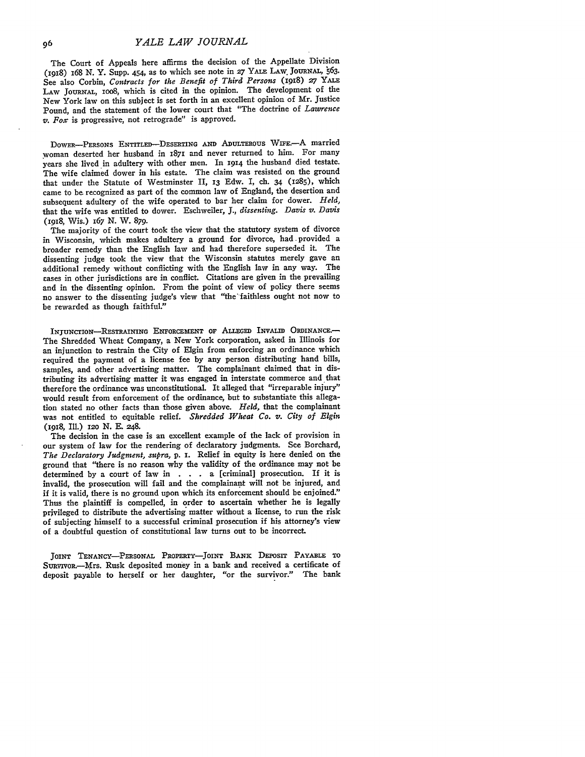The Court of Appeals here affirms the decision of the Appellate Division (1918) 168 N. Y. Supp. 454, as to which see note in 27 YALE LAW JOURNAL, 563. See also Corbin, *Contracts for the Benefit of Third Persons* (1918) 27 YALE LAW JOURNAL, 1008, which is cited in the opinion. The development of the New York law on this subject is set forth in an excellent opinion of Mr. Justice Pound, and the statement of the lower court that "The doctrine of *Lawrence v. Fox* is progressive, not retrograde" is approved.

DOWER—PERSONS ENTITLED—DESERTING AND ADULTEROUS WIFE.—A married woman deserted her husband in 1871 and never returned to him. For many years she lived in adultery with other men. In 1914 the husband died testate. The wife claimed dower in his estate. The claim was resisted on the ground that under the Statute of Westminster II, 13 Edw. I, ch. 34 (1285), which came to be recognized as part of the common law of England, the desertion and subsequent adultery of the wife operated to bar her claim for dower. *Held,* that the wife was entitled to dower. Eschweiler, J., *dissenting. Davis v. Davis* (1918, Wis.) 167 N. W. 879.

The majority of the court took the view that the statutory system of divorce in Wisconsin, which makes adultery a ground for divorce, had provided a broader remedy than the English law and had therefore superseded it. The dissenting judge took the view that the Wisconsin statutes merely gave an additional remedy without conflicting with the English law in any way. The cases in other jurisdictions are in conflict. Citations are given in the prevailing and in the dissenting opinion. From the point of view of policy there seems no answer to the dissenting judge's view that "the faithless ought not now to be rewarded as though faithful."

INJUNCTION—RESTRAINING ENFORCEMENT OF ALLEGED INVALID ORDINANCE.—The Shredded Wheat Company, a New York corporation, asked in Illinois for an injunction to restrain the City of Elgin from enforcing an ordinance which required the payment of a license fee by any person distributing hand bills, samples, and other advertising matter. The complainant claimed that in distributing its advertising matter it was engaged in interstate commerce and that therefore the ordinance was unconstitutional. It alleged that "irreparable injury" would result from enforcement of the ordinance, but to substantiate this allegation stated no other facts than those given above. *Held,* that the complainant was not entitled to equitable relief. *Shredded Wheat Co. v. City of Elgin* (1918, Ill.) 120 N. E. 248.

The decision in the case is an excellent example of the lack of provision in our system of law for the rendering of declaratory judgments. See Borchard, *The Declaratory Judgment, supra,* p. 1. Relief in equity is here denied on the ground that "there is no reason why the validity of the ordinance may not be determined by a court of law in . . . a [criminal] prosecution. If it is invalid, the prosecution will fail and the complainant will not be injured, and if it is valid, there is no ground upon which its enforcement should be enjoined." Thus the plaintiff is compelled, in order to ascertain whether he is legally privileged to distribute the advertising matter without a license, to run the risk of subjecting himself to a successful criminal prosecution if his attorney's view of a doubtful question of constitutional law turns out to be incorrect.

JOINT TENANCY—PERSONAL PROPERTY—JOINT BANK DEPOSIT PAYABLE TO SURVIVOR.—Mrs. Rusk deposited money in a bank and received a certificate of deposit payable to herself or her daughter, "or the survivor." The bank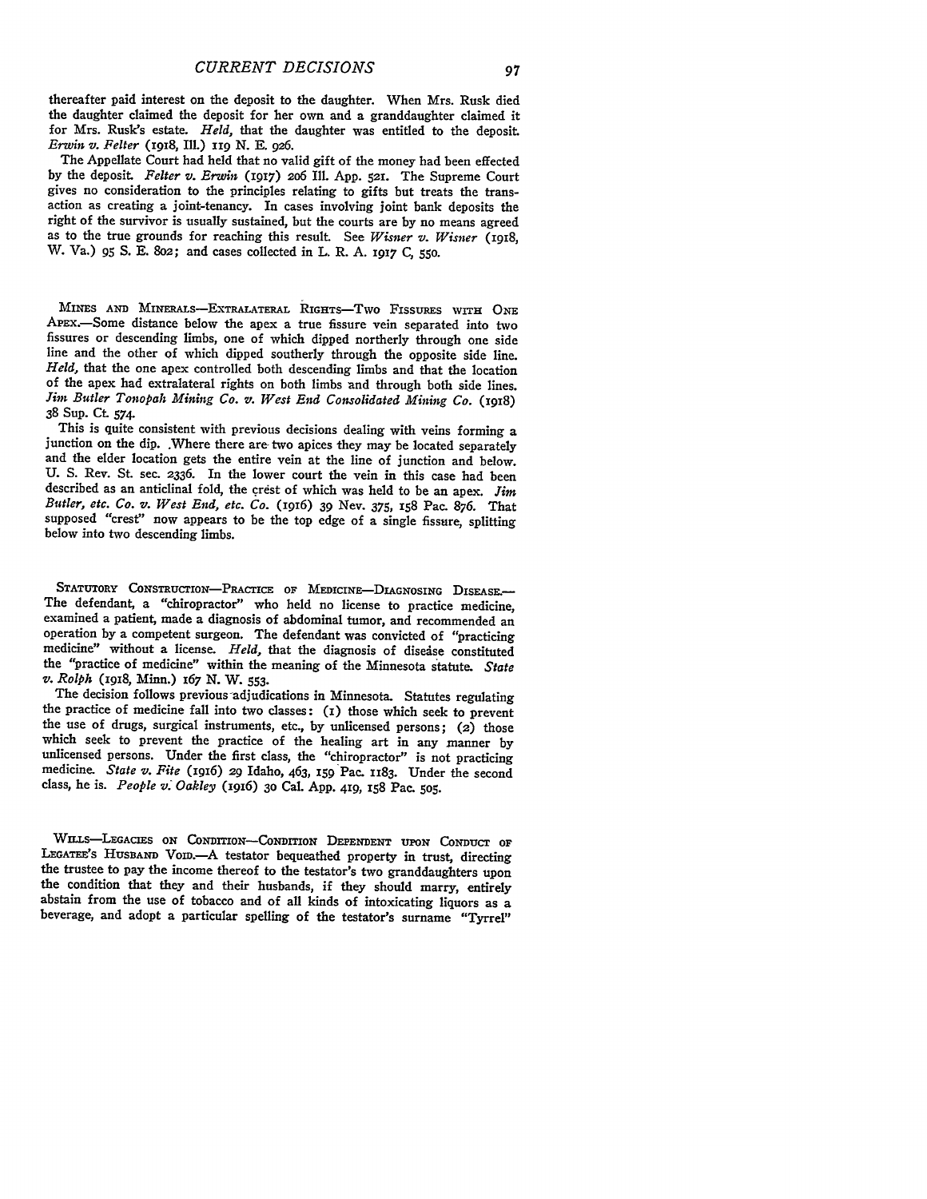thereafter paid interest on the deposit to the daughter. When Mrs. Rusk died the daughter claimed the deposit for her own and a granddaughter claimed it for Mrs. Rusk's estate. *Held,* that the daughter was entitled to the deposit. *Erwin v. Felter* (1918, Ill.) 119 N. E. 926.

The Appellate Court had held that no valid gift of the money had been effected by the deposit. *Felter v. Erwin* (1917) 206 Ill. App. 521. The Supreme Court gives no consideration to the principles relating to gifts but treats the transaction as creating a joint-tenancy. In cases involving joint bank deposits the right of the survivor is usually sustained, but the courts are by no means agreed as to the true grounds for reaching this result. See *Wisner v. Wisner* (1918, W. Va.) 95 S. E. 802; and cases collected in L. R. A. 1917 C, 550.

MINES AND MINERALS—EXTRALATERAL RIGHTS—TWO FISSURES WITH ONE APEX.—Some distance below the apex a true fissure vein separated into two fissures or descending limbs, one of which dipped northerly through one side line and the other of which dipped southerly through the opposite side line. *Held,* that the one apex controlled both descending limbs and that the location of the apex had extralateral rights on both limbs and through both side lines. *Jim Butler Tonopah Mining Co. v. West End Consolidated Mining Co.* (1918) 38 Sup. Ct. 574.

This is quite consistent with previous decisions dealing with veins forming a junction on the dip. Where there are two apices they may be located separately and the elder location gets the entire vein at the line of junction and below. U. S. Rev. St. sec. 2336. In the lower court the vein in this case had been described as an anticlinal fold, the crest of which was held to be an apex. *Jim Butler, etc. Co. v. West End, etc. Co.* (1916) 39 Nev. 375, 158 Pac. 876. That supposed "crest" now appears to be the top edge of a single fissure, splitting below into two descending limbs.

STATUTORY CONSTRUCTION—PRACTICE OF MEDICINE—DIAGNOSING DISEASE.—The defendant, a "chiropractor" who held no license to practice medicine, examined a patient, made a diagnosis of abdominal tumor, and recommended an operation by a competent surgeon. The defendant was convicted of "practicing medicine" without a license. *Held,* that the diagnosis of disease constituted the "practice of medicine" within the meaning of the Minnesota statute. *State v. Rolph* (1918, Minn.) 167 N. W. 553.

The decision follows previous adjudications in Minnesota. Statutes regulating the practice of medicine fall into two classes: (1) those which seek to prevent the use of drugs, surgical instruments, etc., by unlicensed persons; (2) those which seek to prevent the practice of the healing art in any manner by unlicensed persons. Under the first class, the "chiropractor" is not practicing medicine. *State v. Fite* (1916) 29 Idaho, 463, 159 Pac. 1183. Under the second class, he is. *People v. Oakley* (1916) 30 Cal. App. 419, 158 Pac. 505.

WILLS—LEGACIES ON CONDITION—CONDITION DEPENDENT UPON CONDUCT OF LEGATEE'S HUSBAND VOID.—A testator bequeathed property in trust, directing the trustee to pay the income thereof to the testator's two granddaughters upon the condition that they and their husbands, if they should marry, entirely abstain from the use of tobacco and of all kinds of intoxicating liquors as a beverage, and adopt a particular spelling of the testator's surname "Tyrrel"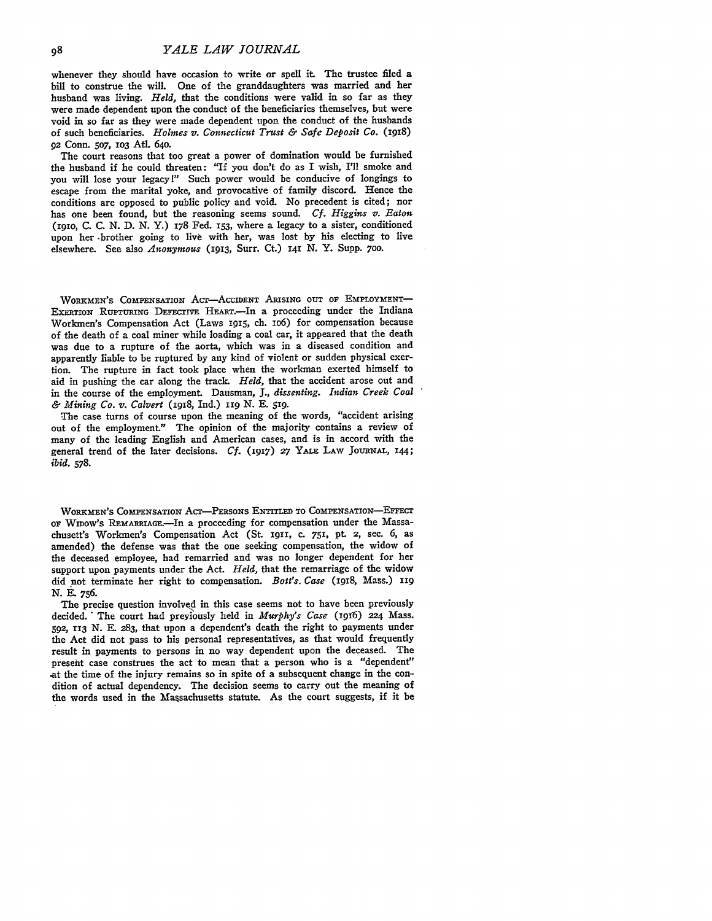whenever they should have occasion to write or spell it. The trustee filed a bill to construe the will. One of the granddaughters was married and her husband was living. *Held*, that the conditions were valid in so far as they were made dependent upon the conduct of the beneficiaries themselves, but were void in so far as they were made dependent upon the conduct of the husbands of such beneficiaries. *Holmes v. Connecticut Trust & Safe Deposit Co.* (1918) 92 Conn. 507, 103 Atl. 640.

The court reasons that too great a power of domination would be furnished the husband if he could threaten: "If you don't do as I wish, I'll smoke and you will lose your legacy!" Such power would be conducive of longings to escape from the marital yoke, and provocative of family discord. Hence the conditions are opposed to public policy and void. No precedent is cited; nor has one been found, but the reasoning seems sound. *Cf. Higgins v. Eaton* (1910, C. C. N. D. N. Y.) 178 Fed. 153, where a legacy to a sister, conditioned upon her brother going to live with her, was lost by his electing to live elsewhere. See also *Anonymous* (1913, Surr. Ct.) 141 N. Y. Supp. 700.

WORKMEN'S COMPENSATION ACT—ACCIDENT ARISING OUT OF EMPLOYMENT—EXERTION RUPTURING DEFECTIVE HEART.—In a proceeding under the Indiana Workmen's Compensation Act (Laws 1915, ch. 106) for compensation because of the death of a coal miner while loading a coal car, it appeared that the death was due to a rupture of the aorta, which was in a diseased condition and apparently liable to be ruptured by any kind of violent or sudden physical exertion. The rupture in fact took place when the workman exerted himself to aid in pushing the car along the track. *Held*, that the accident arose out and in the course of the employment. Dausman, J., *dissenting*. *Indian Creek Coal & Mining Co. v. Calvert* (1918, Ind.) 119 N. E. 519.

The case turns of course upon the meaning of the words, "accident arising out of the employment." The opinion of the majority contains a review of many of the leading English and American cases, and is in accord with the general trend of the later decisions. *Cf.* (1917) 27 YALE LAW JOURNAL, 144; *ibid.* 578.

WORKMEN'S COMPENSATION ACT—PERSONS ENTITLED TO COMPENSATION—EFFECT OF WIDOW'S REMARRIAGE.—In a proceeding for compensation under the Massachusett's Workmen's Compensation Act (St. 1911, c. 751, pt. 2, sec. 6, as amended) the defense was that the one seeking compensation, the widow of the deceased employee, had remarried and was no longer dependent for her support upon payments under the Act. *Held*, that the remarriage of the widow did not terminate her right to compensation. *Bott's. Case* (1918, Mass.) 119 N. E. 756.

The precise question involved in this case seems not to have been previously decided. The court had previously held in *Murphy's Case* (1916) 224 Mass. 592, 113 N. E. 283, that upon a dependent's death the right to payments under the Act did not pass to his personal representatives, as that would frequently result in payments to persons in no way dependent upon the deceased. The present case construes the act to mean that a person who is a "dependent" at the time of the injury remains so in spite of a subsequent change in the condition of actual dependency. The decision seems to carry out the meaning of the words used in the Massachusetts statute. As the court suggests, if it be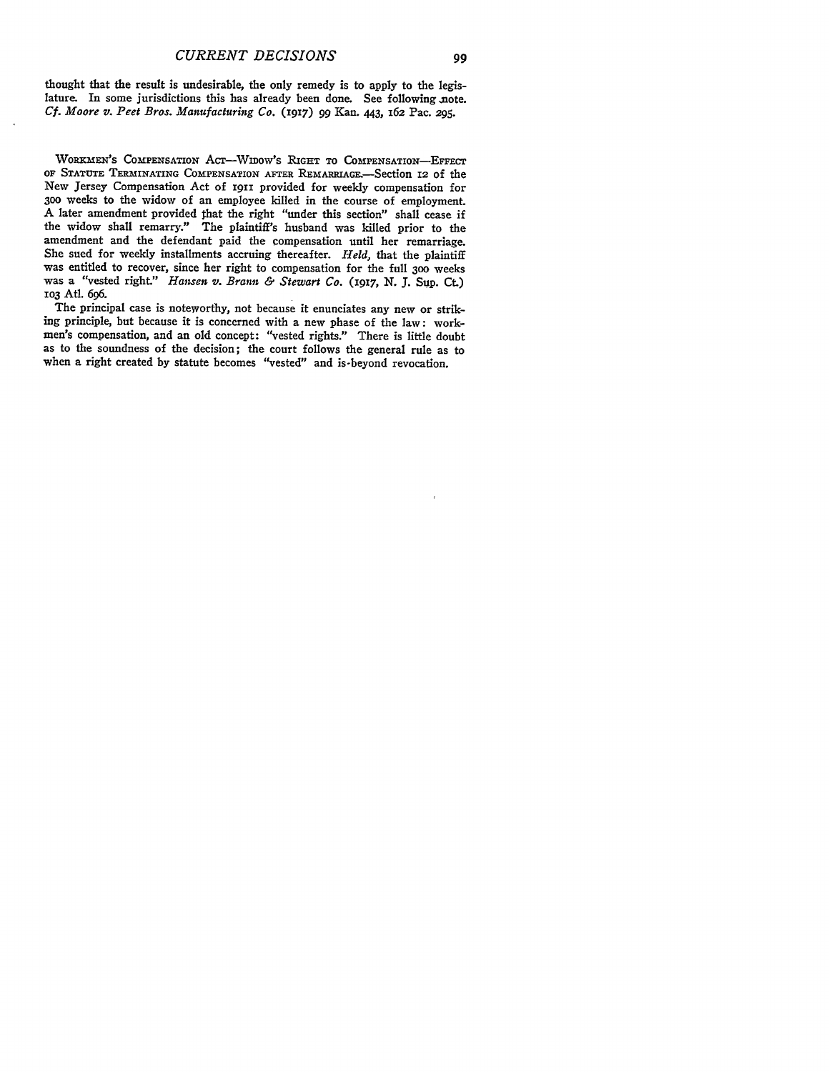thought that the result is undesirable, the only remedy is to apply to the legislature. In some jurisdictions this has already been done. See following note. *Cf. Moore v. Peet Bros. Manufacturing Co.* (1917) 99 Kan. 443, 162 Pac. 295.

WORKMEN'S COMPENSATION ACT—WIDOW'S RIGHT TO COMPENSATION—EFFECT OF STATUTE TERMINATING COMPENSATION AFTER REMARRIAGE.—Section 12 of the New Jersey Compensation Act of 1911 provided for weekly compensation for 300 weeks to the widow of an employee killed in the course of employment. A later amendment provided that the right "under this section" shall cease if the widow shall remarry." The plaintiff's husband was killed prior to the amendment and the defendant paid the compensation until her remarriage. She sued for weekly installments accruing thereafter. *Held,* that the plaintiff was entitled to recover, since her right to compensation for the full 300 weeks was a "vested right." *Hansen v. Brann & Stewart Co.* (1917, N. J. Sup. Ct.) 103 Atl. 696.

The principal case is noteworthy, not because it enunciates any new or striking principle, but because it is concerned with a new phase of the law: workmen's compensation, and an old concept: "vested rights." There is little doubt as to the soundness of the decision; the court follows the general rule as to when a right created by statute becomes "vested" and is beyond revocation.